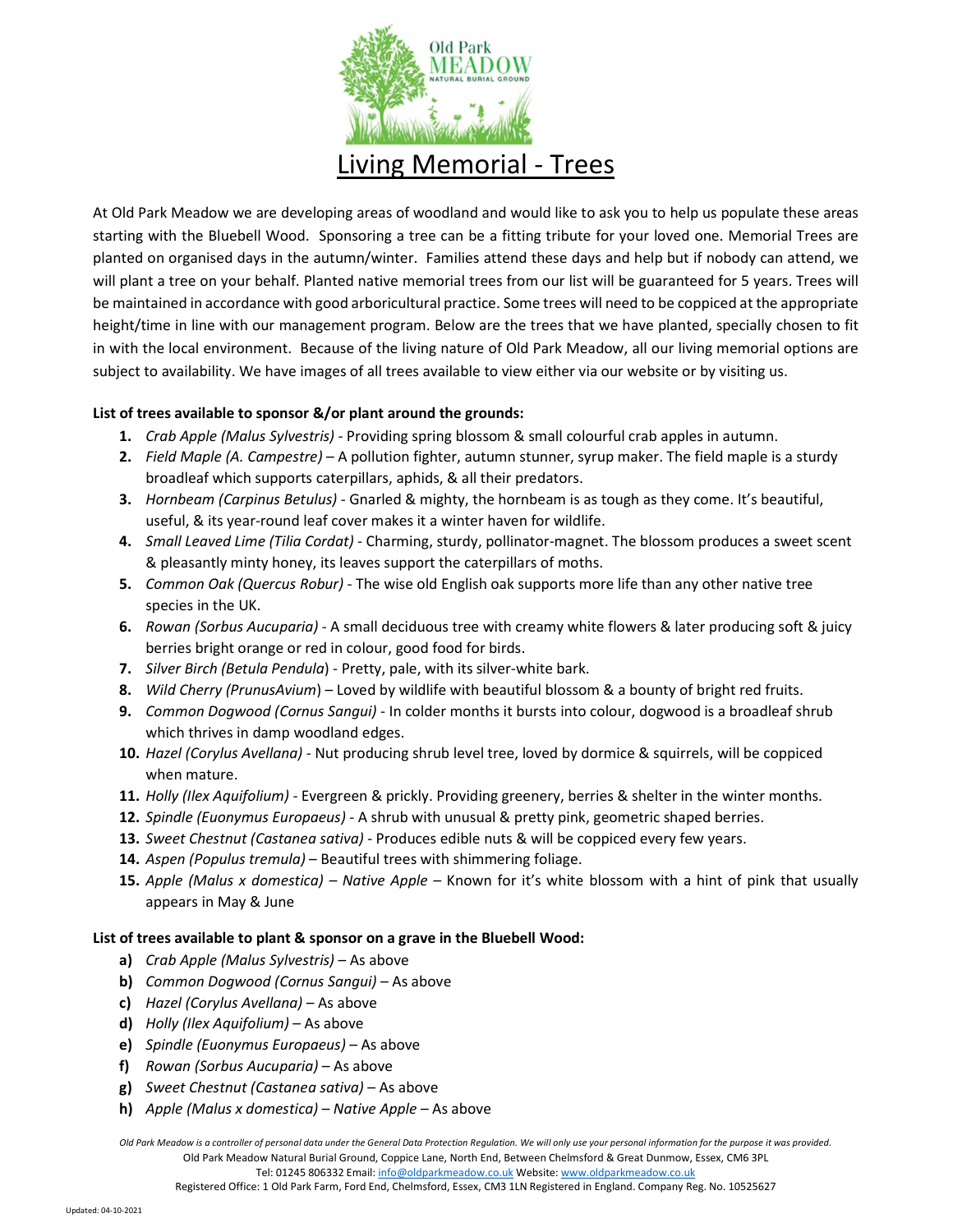# Living Memorial - Trees

At Old Park Meadow we are developing areas of woodland and would like to ask you to help us populate these areas starting with the Bluebell Wood. Sponsoring a tree can be a fitting tribute for your loved one. Memorial Trees are planted on organised days in the autumn/winter. Families attend these days and help but if nobody can attend, we will plant a tree on your behalf. Planted native memorial trees from our list will be guaranteed for 5 years. Trees will be maintained in accordance with good arboricultural practice. Some trees will need to be coppiced at the appropriate height/time in line with our management program. Below are the trees that we have planted, specially chosen to fit in with the local environment. Because of the living nature of Old Park Meadow, all our living memorial options are subject to availability. We have images of all trees available to view either via our website or by visiting us.

**List of trees available to sponsor &/or plant around the grounds:**

1. *Crab Apple (Malus Sylvestris)* - Providing spring blossom & small colourful crab apples in autumn.
2. *Field Maple (A. Campestre)* – A pollution fighter, autumn stunner, syrup maker. The field maple is a sturdy broadleaf which supports caterpillars, aphids, & all their predators.
3. *Hornbeam (Carpinus Betulus)* - Gnarled & mighty, the hornbeam is as tough as they come. It's beautiful, useful, & its year-round leaf cover makes it a winter haven for wildlife.
4. *Small Leaved Lime (Tilia Cordat)* - Charming, sturdy, pollinator-magnet. The blossom produces a sweet scent & pleasantly minty honey, its leaves support the caterpillars of moths.
5. *Common Oak (Quercus Robur)* - The wise old English oak supports more life than any other native tree species in the UK.
6. *Rowan (Sorbus Aucuparia)* - A small deciduous tree with creamy white flowers & later producing soft & juicy berries bright orange or red in colour, good food for birds.
7. *Silver Birch (Betula Pendula*) - Pretty, pale, with its silver-white bark.
8. *Wild Cherry (PrunusAvium*) – Loved by wildlife with beautiful blossom & a bounty of bright red fruits.
9. *Common Dogwood (Cornus Sangui)* - In colder months it bursts into colour, dogwood is a broadleaf shrub which thrives in damp woodland edges.
10. *Hazel (Corylus Avellana)* - Nut producing shrub level tree, loved by dormice & squirrels, will be coppiced when mature.
11. *Holly (Ilex Aquifolium)* - Evergreen & prickly. Providing greenery, berries & shelter in the winter months.
12. *Spindle (Euonymus Europaeus)* - A shrub with unusual & pretty pink, geometric shaped berries.
13. *Sweet Chestnut (Castanea sativa)* - Produces edible nuts & will be coppiced every few years.
14. *Aspen (Populus tremula)* – Beautiful trees with shimmering foliage.
15. *Apple (Malus x domestica)* – *Native Apple* – Known for it's white blossom with a hint of pink that usually appears in May & June

**List of trees available to plant & sponsor on a grave in the Bluebell Wood:**

a) *Crab Apple (Malus Sylvestris)* – As above
b) *Common Dogwood (Cornus Sangui)* – As above
c) *Hazel (Corylus Avellana)* – As above
d) *Holly (Ilex Aquifolium)* – As above
e) *Spindle (Euonymus Europaeus)* – As above
f) *Rowan (Sorbus Aucuparia)* – As above
g) *Sweet Chestnut (Castanea sativa)* – As above
h) *Apple (Malus x domestica)* – *Native Apple* – As above

*Old Park Meadow is a controller of personal data under the General Data Protection Regulation. We will only use your personal information for the purpose it was provided.*

Old Park Meadow Natural Burial Ground, Coppice Lane, North End, Between Chelmsford & Great Dunmow, Essex, CM6 3PL
Tel: 01245 806332 Email: info@oldparkmeadow.co.uk Website: www.oldparkmeadow.co.uk
Registered Office: 1 Old Park Farm, Ford End, Chelmsford, Essex, CM3 1LN Registered in England. Company Reg. No. 10525627

Updated: 04-10-2021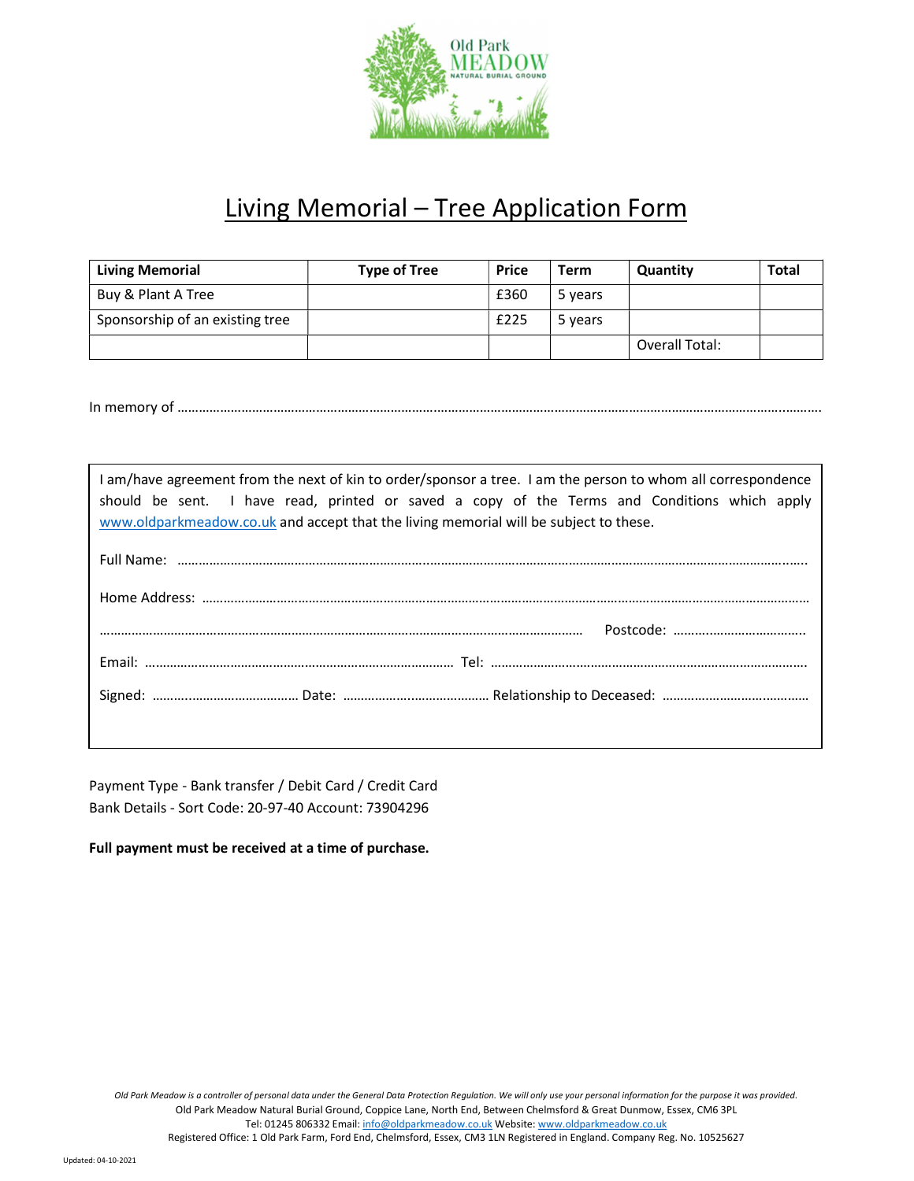# Living Memorial – Tree Application Form

| Living Memorial | Type of Tree | Price | Term | Quantity | Total |
|---|---|---|---|---|---|
| Buy & Plant A Tree | | £360 | 5 years | | |
| Sponsorship of an existing tree | | £225 | 5 years | | |
| | | | | Overall Total: | |

In memory of ………………………………………………………………………………………………………………………………………………

I am/have agreement from the next of kin to order/sponsor a tree. I am the person to whom all correspondence should be sent. I have read, printed or saved a copy of the Terms and Conditions which apply www.oldparkmeadow.co.uk and accept that the living memorial will be subject to these.

Full Name: ……………………………………………………………………………………………………………………………………………………

Home Address: …………………………………………………………………………………………………………………………………………

……………………………………………………………………………………………………………… Postcode: ………………………………

Email: …………………………………………………………………………… Tel: ……………………………………………………………………

Signed: …………………………………… Date: …………………………………… Relationship to Deceased: ……………………………………

Payment Type - Bank transfer / Debit Card / Credit Card
Bank Details - Sort Code: 20-97-40 Account: 73904296

**Full payment must be received at a time of purchase.**

*Old Park Meadow is a controller of personal data under the General Data Protection Regulation. We will only use your personal information for the purpose it was provided.*
Old Park Meadow Natural Burial Ground, Coppice Lane, North End, Between Chelmsford & Great Dunmow, Essex, CM6 3PL
Tel: 01245 806332 Email: info@oldparkmeadow.co.uk Website: www.oldparkmeadow.co.uk
Registered Office: 1 Old Park Farm, Ford End, Chelmsford, Essex, CM3 1LN Registered in England. Company Reg. No. 10525627

Updated: 04-10-2021